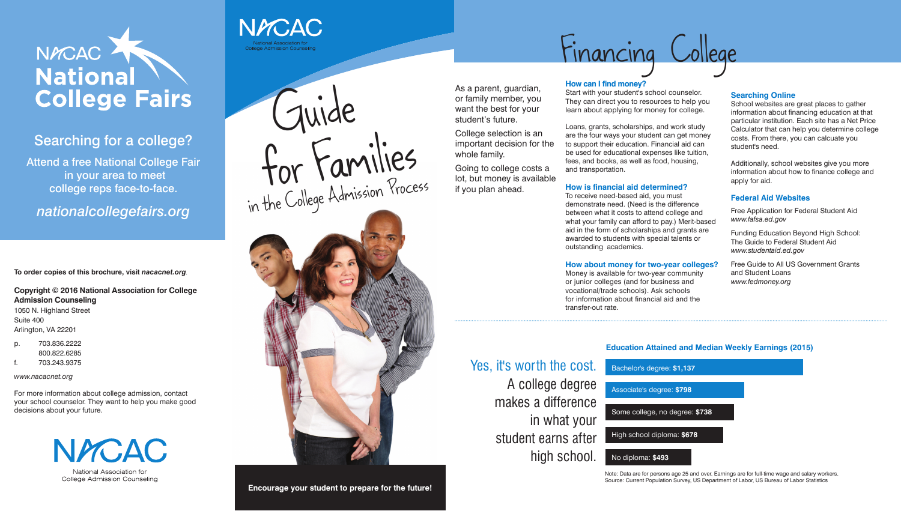# NACAC National College Fairs

## Searching for a college?

Attend a free National College Fair in your area to meet college reps face-to-face.

*nationalcollegefairs.org*

**To order copies of this brochure, visit** ***nacacnet.org***.

**Copyright © 2016 National Association for College Admission Counseling**
1050 N. Highland Street
Suite 400
Arlington, VA 22201

p. 703.836.2222
800.822.6285
f. 703.243.9375

*www.nacacnet.org*

For more information about college admission, contact your school counselor. They want to help you make good decisions about your future.

NACAC
National Association for College Admission Counseling

---

NACAC
National Association for College Admission Counseling

# Guide for Families in the College Admission Process

**Encourage your student to prepare for the future!**

---

# Financing College

As a parent, guardian, or family member, you want the best for your student's future.

College selection is an important decision for the whole family.

Going to college costs a lot, but money is available if you plan ahead.

### How can I find money?

Start with your student's school counselor. They can direct you to resources to help you learn about applying for money for college.

Loans, grants, scholarships, and work study are the four ways your student can get money to support their education. Financial aid can be used for educational expenses like tuition, fees, and books, as well as food, housing, and transportation.

### How is financial aid determined?

To receive need-based aid, you must demonstrate need. (Need is the difference between what it costs to attend college and what your family can afford to pay.) Merit-based aid in the form of scholarships and grants are awarded to students with special talents or outstanding academics.

### How about money for two-year colleges?

Money is available for two-year community or junior colleges (and for business and vocational/trade schools). Ask schools for information about financial aid and the transfer-out rate.

### Searching Online

School websites are great places to gather information about financing education at that particular institution. Each site has a Net Price Calculator that can help you determine college costs. From there, you can calcuate you student's need.

Additionally, school websites give you more information about how to finance college and apply for aid.

### Federal Aid Websites

Free Application for Federal Student Aid
*www.fafsa.ed.gov*

Funding Education Beyond High School: The Guide to Federal Student Aid
*www.studentaid.ed.gov*

Free Guide to All US Government Grants and Student Loans
*www.fedmoney.org*

---

Yes, it's worth the cost. A college degree makes a difference in what your student earns after high school.

### Education Attained and Median Weekly Earnings (2015)

| Education | Median Weekly Earnings |
|---|---|
| Bachelor's degree | **$1,137** |
| Associate's degree | **$798** |
| Some college, no degree | **$738** |
| High school diploma | **$678** |
| No diploma | **$493** |

Note: Data are for persons age 25 and over. Earnings are for full-time wage and salary workers.
Source: Current Population Survey, US Department of Labor, US Bureau of Labor Statistics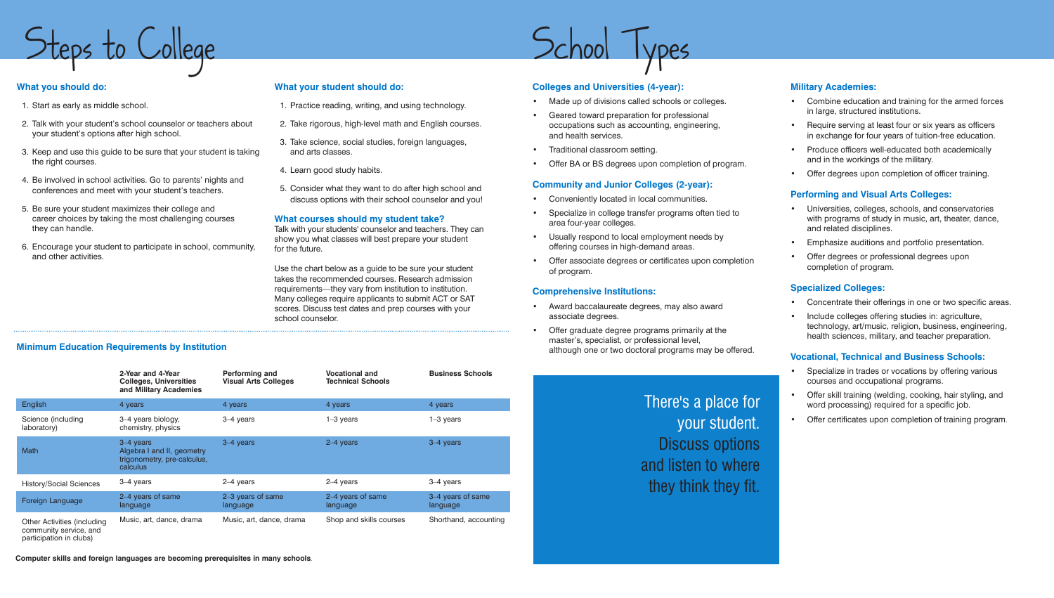# Steps to College

### What you should do:

1. Start as early as middle school.
2. Talk with your student's school counselor or teachers about your student's options after high school.
3. Keep and use this guide to be sure that your student is taking the right courses.
4. Be involved in school activities. Go to parents' nights and conferences and meet with your student's teachers.
5. Be sure your student maximizes their college and career choices by taking the most challenging courses they can handle.
6. Encourage your student to participate in school, community, and other activities.

### What your student should do:

1. Practice reading, writing, and using technology.
2. Take rigorous, high-level math and English courses.
3. Take science, social studies, foreign languages, and arts classes.
4. Learn good study habits.
5. Consider what they want to do after high school and discuss options with their school counselor and you!

### What courses should my student take?

Talk with your students' counselor and teachers. They can show you what classes will best prepare your student for the future.

Use the chart below as a guide to be sure your student takes the recommended courses. Research admission requirements—they vary from institution to institution. Many colleges require applicants to submit ACT or SAT scores. Discuss test dates and prep courses with your school counselor.

### Minimum Education Requirements by Institution

| | 2-Year and 4-Year Colleges, Universities and Military Academies | Performing and Visual Arts Colleges | Vocational and Technical Schools | Business Schools |
|---|---|---|---|---|
| English | 4 years | 4 years | 4 years | 4 years |
| Science (including laboratory) | 3–4 years biology, chemistry, physics | 3–4 years | 1–3 years | 1–3 years |
| Math | 3–4 years Algebra I and II, geometry trigonometry, pre-calculus, calculus | 3–4 years | 2–4 years | 3–4 years |
| History/Social Sciences | 3–4 years | 2–4 years | 2–4 years | 3–4 years |
| Foreign Language | 2–4 years of same language | 2–3 years of same language | 2–4 years of same language | 3–4 years of same language |
| Other Activities (including community service, and participation in clubs) | Music, art, dance, drama | Music, art, dance, drama | Shop and skills courses | Shorthand, accounting |

**Computer skills and foreign languages are becoming prerequisites in many schools**.

# School Types

### Colleges and Universities (4-year):

- Made up of divisions called schools or colleges.
- Geared toward preparation for professional occupations such as accounting, engineering, and health services.
- Traditional classroom setting.
- Offer BA or BS degrees upon completion of program.

### Community and Junior Colleges (2-year):

- Conveniently located in local communities.
- Specialize in college transfer programs often tied to area four-year colleges.
- Usually respond to local employment needs by offering courses in high-demand areas.
- Offer associate degrees or certificates upon completion of program.

### Comprehensive Institutions:

- Award baccalaureate degrees, may also award associate degrees.
- Offer graduate degree programs primarily at the master's, specialist, or professional level, although one or two doctoral programs may be offered.

There's a place for your student. Discuss options and listen to where they think they fit.

### Military Academies:

- Combine education and training for the armed forces in large, structured institutions.
- Require serving at least four or six years as officers in exchange for four years of tuition-free education.
- Produce officers well-educated both academically and in the workings of the military.
- Offer degrees upon completion of officer training.

### Performing and Visual Arts Colleges:

- Universities, colleges, schools, and conservatories with programs of study in music, art, theater, dance, and related disciplines.
- Emphasize auditions and portfolio presentation.
- Offer degrees or professional degrees upon completion of program.

### Specialized Colleges:

- Concentrate their offerings in one or two specific areas.
- Include colleges offering studies in: agriculture, technology, art/music, religion, business, engineering, health sciences, military, and teacher preparation.

### Vocational, Technical and Business Schools:

- Specialize in trades or vocations by offering various courses and occupational programs.
- Offer skill training (welding, cooking, hair styling, and word processing) required for a specific job.
- Offer certificates upon completion of training program.